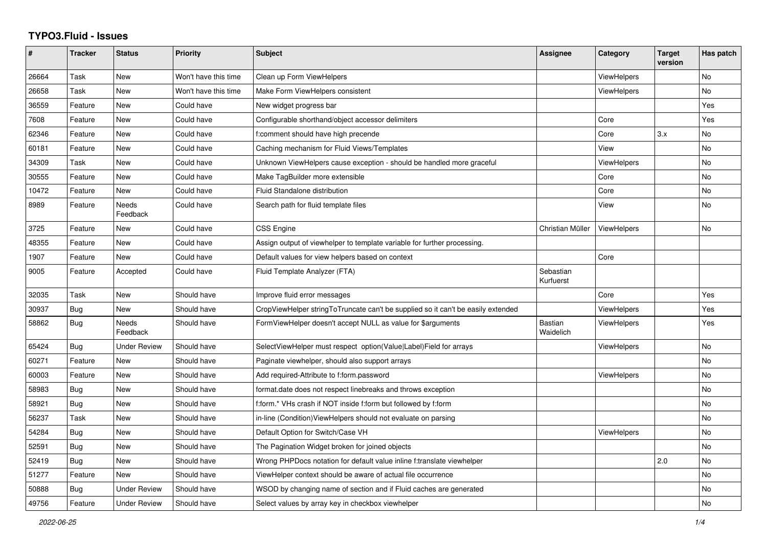# TYPO3.Fluid - Issues

| # | Tracker | Status | Priority | Subject | Assignee | Category | Target version | Has patch |
|---|---|---|---|---|---|---|---|---|
| 26664 | Task | New | Won't have this time | Clean up Form ViewHelpers | | ViewHelpers | | No |
| 26658 | Task | New | Won't have this time | Make Form ViewHelpers consistent | | ViewHelpers | | No |
| 36559 | Feature | New | Could have | New widget progress bar | | | | Yes |
| 7608 | Feature | New | Could have | Configurable shorthand/object accessor delimiters | | Core | | Yes |
| 62346 | Feature | New | Could have | f:comment should have high precende | | Core | 3.x | No |
| 60181 | Feature | New | Could have | Caching mechanism for Fluid Views/Templates | | View | | No |
| 34309 | Task | New | Could have | Unknown ViewHelpers cause exception - should be handled more graceful | | ViewHelpers | | No |
| 30555 | Feature | New | Could have | Make TagBuilder more extensible | | Core | | No |
| 10472 | Feature | New | Could have | Fluid Standalone distribution | | Core | | No |
| 8989 | Feature | Needs Feedback | Could have | Search path for fluid template files | | View | | No |
| 3725 | Feature | New | Could have | CSS Engine | Christian Müller | ViewHelpers | | No |
| 48355 | Feature | New | Could have | Assign output of viewhelper to template variable for further processing. | | | | |
| 1907 | Feature | New | Could have | Default values for view helpers based on context | | Core | | |
| 9005 | Feature | Accepted | Could have | Fluid Template Analyzer (FTA) | Sebastian Kurfuerst | | | |
| 32035 | Task | New | Should have | Improve fluid error messages | | Core | | Yes |
| 30937 | Bug | New | Should have | CropViewHelper stringToTruncate can't be supplied so it can't be easily extended | | ViewHelpers | | Yes |
| 58862 | Bug | Needs Feedback | Should have | FormViewHelper doesn't accept NULL as value for $arguments | Bastian Waidelich | ViewHelpers | | Yes |
| 65424 | Bug | Under Review | Should have | SelectViewHelper must respect option(Value\|Label)Field for arrays | | ViewHelpers | | No |
| 60271 | Feature | New | Should have | Paginate viewhelper, should also support arrays | | | | No |
| 60003 | Feature | New | Should have | Add required-Attribute to f:form.password | | ViewHelpers | | No |
| 58983 | Bug | New | Should have | format.date does not respect linebreaks and throws exception | | | | No |
| 58921 | Bug | New | Should have | f:form.* VHs crash if NOT inside f:form but followed by f:form | | | | No |
| 56237 | Task | New | Should have | in-line (Condition)ViewHelpers should not evaluate on parsing | | | | No |
| 54284 | Bug | New | Should have | Default Option for Switch/Case VH | | ViewHelpers | | No |
| 52591 | Bug | New | Should have | The Pagination Widget broken for joined objects | | | | No |
| 52419 | Bug | New | Should have | Wrong PHPDocs notation for default value inline f:translate viewhelper | | | 2.0 | No |
| 51277 | Feature | New | Should have | ViewHelper context should be aware of actual file occurrence | | | | No |
| 50888 | Bug | Under Review | Should have | WSOD by changing name of section and if Fluid caches are generated | | | | No |
| 49756 | Feature | Under Review | Should have | Select values by array key in checkbox viewhelper | | | | No |

2022-06-25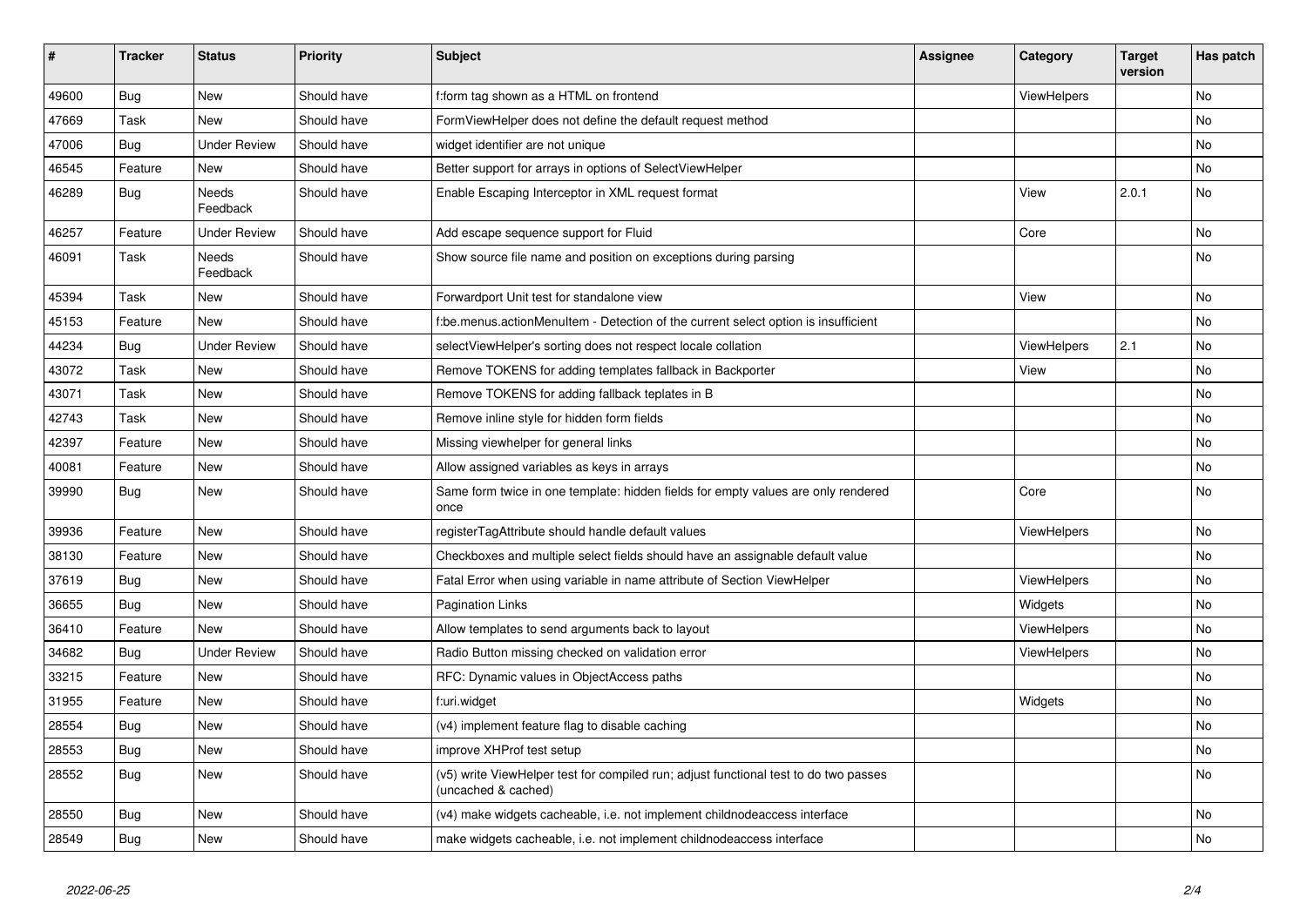| # | Tracker | Status | Priority | Subject | Assignee | Category | Target version | Has patch |
|---|---|---|---|---|---|---|---|---|
| 49600 | Bug | New | Should have | f:form tag shown as a HTML on frontend | | ViewHelpers | | No |
| 47669 | Task | New | Should have | FormViewHelper does not define the default request method | | | | No |
| 47006 | Bug | Under Review | Should have | widget identifier are not unique | | | | No |
| 46545 | Feature | New | Should have | Better support for arrays in options of SelectViewHelper | | | | No |
| 46289 | Bug | Needs Feedback | Should have | Enable Escaping Interceptor in XML request format | | View | 2.0.1 | No |
| 46257 | Feature | Under Review | Should have | Add escape sequence support for Fluid | | Core | | No |
| 46091 | Task | Needs Feedback | Should have | Show source file name and position on exceptions during parsing | | | | No |
| 45394 | Task | New | Should have | Forwardport Unit test for standalone view | | View | | No |
| 45153 | Feature | New | Should have | f:be.menus.actionMenuItem - Detection of the current select option is insufficient | | | | No |
| 44234 | Bug | Under Review | Should have | selectViewHelper's sorting does not respect locale collation | | ViewHelpers | 2.1 | No |
| 43072 | Task | New | Should have | Remove TOKENS for adding templates fallback in Backporter | | View | | No |
| 43071 | Task | New | Should have | Remove TOKENS for adding fallback teplates in B | | | | No |
| 42743 | Task | New | Should have | Remove inline style for hidden form fields | | | | No |
| 42397 | Feature | New | Should have | Missing viewhelper for general links | | | | No |
| 40081 | Feature | New | Should have | Allow assigned variables as keys in arrays | | | | No |
| 39990 | Bug | New | Should have | Same form twice in one template: hidden fields for empty values are only rendered once | | Core | | No |
| 39936 | Feature | New | Should have | registerTagAttribute should handle default values | | ViewHelpers | | No |
| 38130 | Feature | New | Should have | Checkboxes and multiple select fields should have an assignable default value | | | | No |
| 37619 | Bug | New | Should have | Fatal Error when using variable in name attribute of Section ViewHelper | | ViewHelpers | | No |
| 36655 | Bug | New | Should have | Pagination Links | | Widgets | | No |
| 36410 | Feature | New | Should have | Allow templates to send arguments back to layout | | ViewHelpers | | No |
| 34682 | Bug | Under Review | Should have | Radio Button missing checked on validation error | | ViewHelpers | | No |
| 33215 | Feature | New | Should have | RFC: Dynamic values in ObjectAccess paths | | | | No |
| 31955 | Feature | New | Should have | f:uri.widget | | Widgets | | No |
| 28554 | Bug | New | Should have | (v4) implement feature flag to disable caching | | | | No |
| 28553 | Bug | New | Should have | improve XHProf test setup | | | | No |
| 28552 | Bug | New | Should have | (v5) write ViewHelper test for compiled run; adjust functional test to do two passes (uncached & cached) | | | | No |
| 28550 | Bug | New | Should have | (v4) make widgets cacheable, i.e. not implement childnodeaccess interface | | | | No |
| 28549 | Bug | New | Should have | make widgets cacheable, i.e. not implement childnodeaccess interface | | | | No |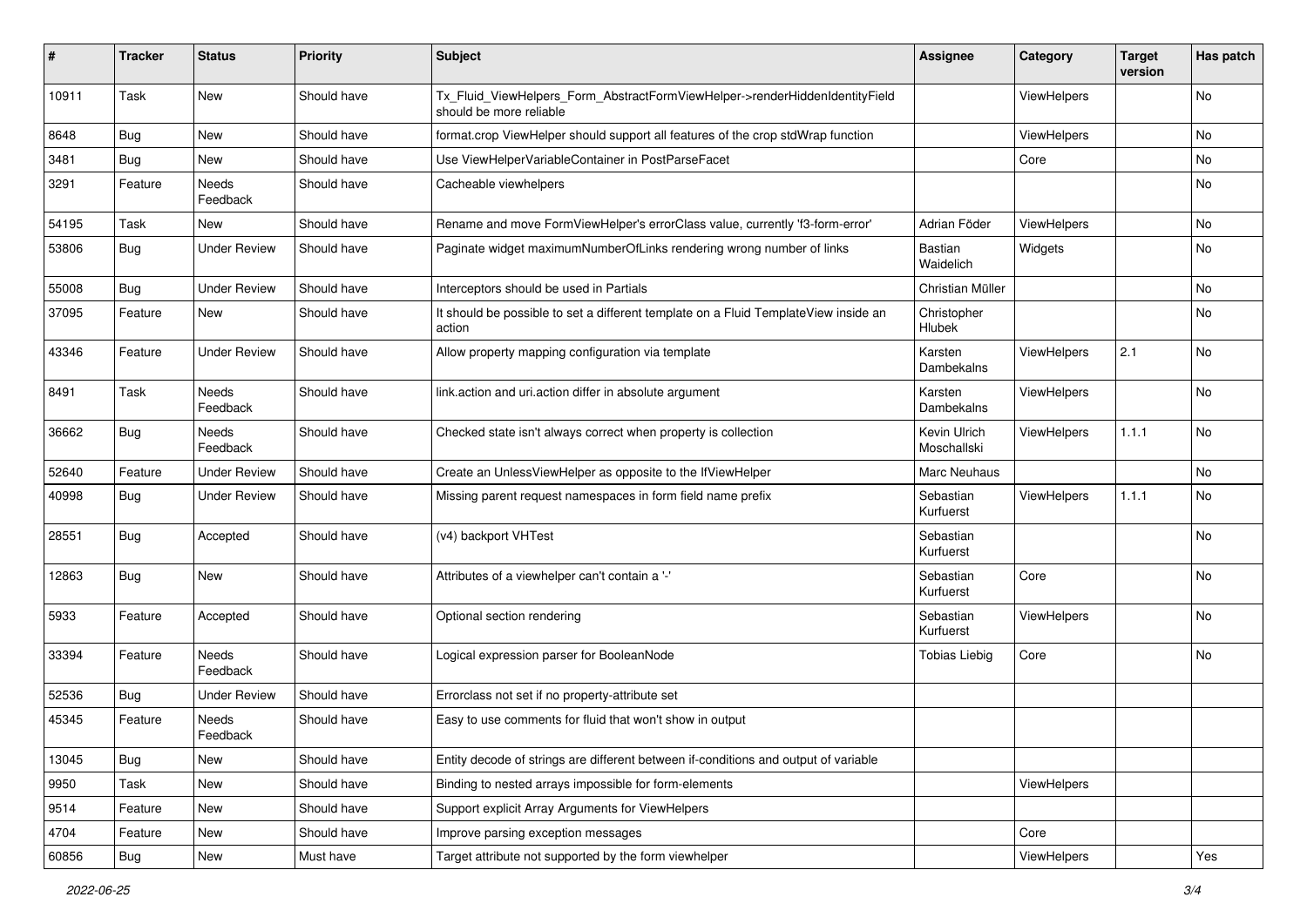| # | Tracker | Status | Priority | Subject | Assignee | Category | Target version | Has patch |
|---|---|---|---|---|---|---|---|---|
| 10911 | Task | New | Should have | Tx_Fluid_ViewHelpers_Form_AbstractFormViewHelper->renderHiddenIdentityField should be more reliable | | ViewHelpers | | No |
| 8648 | Bug | New | Should have | format.crop ViewHelper should support all features of the crop stdWrap function | | ViewHelpers | | No |
| 3481 | Bug | New | Should have | Use ViewHelperVariableContainer in PostParseFacet | | Core | | No |
| 3291 | Feature | Needs Feedback | Should have | Cacheable viewhelpers | | | | No |
| 54195 | Task | New | Should have | Rename and move FormViewHelper's errorClass value, currently 'f3-form-error' | Adrian Föder | ViewHelpers | | No |
| 53806 | Bug | Under Review | Should have | Paginate widget maximumNumberOfLinks rendering wrong number of links | Bastian Waidelich | Widgets | | No |
| 55008 | Bug | Under Review | Should have | Interceptors should be used in Partials | Christian Müller | | | No |
| 37095 | Feature | New | Should have | It should be possible to set a different template on a Fluid TemplateView inside an action | Christopher Hlubek | | | No |
| 43346 | Feature | Under Review | Should have | Allow property mapping configuration via template | Karsten Dambekalns | ViewHelpers | 2.1 | No |
| 8491 | Task | Needs Feedback | Should have | link.action and uri.action differ in absolute argument | Karsten Dambekalns | ViewHelpers | | No |
| 36662 | Bug | Needs Feedback | Should have | Checked state isn't always correct when property is collection | Kevin Ulrich Moschallski | ViewHelpers | 1.1.1 | No |
| 52640 | Feature | Under Review | Should have | Create an UnlessViewHelper as opposite to the IfViewHelper | Marc Neuhaus | | | No |
| 40998 | Bug | Under Review | Should have | Missing parent request namespaces in form field name prefix | Sebastian Kurfuerst | ViewHelpers | 1.1.1 | No |
| 28551 | Bug | Accepted | Should have | (v4) backport VHTest | Sebastian Kurfuerst | | | No |
| 12863 | Bug | New | Should have | Attributes of a viewhelper can't contain a '-' | Sebastian Kurfuerst | Core | | No |
| 5933 | Feature | Accepted | Should have | Optional section rendering | Sebastian Kurfuerst | ViewHelpers | | No |
| 33394 | Feature | Needs Feedback | Should have | Logical expression parser for BooleanNode | Tobias Liebig | Core | | No |
| 52536 | Bug | Under Review | Should have | Errorclass not set if no property-attribute set | | | | |
| 45345 | Feature | Needs Feedback | Should have | Easy to use comments for fluid that won't show in output | | | | |
| 13045 | Bug | New | Should have | Entity decode of strings are different between if-conditions and output of variable | | | | |
| 9950 | Task | New | Should have | Binding to nested arrays impossible for form-elements | | ViewHelpers | | |
| 9514 | Feature | New | Should have | Support explicit Array Arguments for ViewHelpers | | | | |
| 4704 | Feature | New | Should have | Improve parsing exception messages | | Core | | |
| 60856 | Bug | New | Must have | Target attribute not supported by the form viewhelper | | ViewHelpers | | Yes |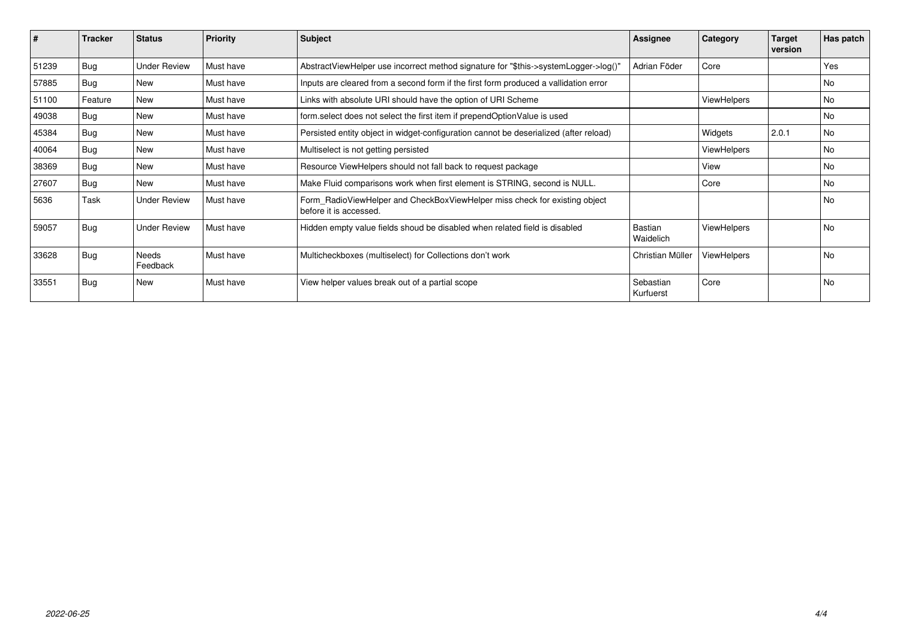| # | Tracker | Status | Priority | Subject | Assignee | Category | Target version | Has patch |
|---|---|---|---|---|---|---|---|---|
| 51239 | Bug | Under Review | Must have | AbstractViewHelper use incorrect method signature for "$this->systemLogger->log()" | Adrian Föder | Core | | Yes |
| 57885 | Bug | New | Must have | Inputs are cleared from a second form if the first form produced a vallidation error | | | | No |
| 51100 | Feature | New | Must have | Links with absolute URI should have the option of URI Scheme | | ViewHelpers | | No |
| 49038 | Bug | New | Must have | form.select does not select the first item if prependOptionValue is used | | | | No |
| 45384 | Bug | New | Must have | Persisted entity object in widget-configuration cannot be deserialized (after reload) | | Widgets | 2.0.1 | No |
| 40064 | Bug | New | Must have | Multiselect is not getting persisted | | ViewHelpers | | No |
| 38369 | Bug | New | Must have | Resource ViewHelpers should not fall back to request package | | View | | No |
| 27607 | Bug | New | Must have | Make Fluid comparisons work when first element is STRING, second is NULL. | | Core | | No |
| 5636 | Task | Under Review | Must have | Form_RadioViewHelper and CheckBoxViewHelper miss check for existing object before it is accessed. | | | | No |
| 59057 | Bug | Under Review | Must have | Hidden empty value fields shoud be disabled when related field is disabled | Bastian Waidelich | ViewHelpers | | No |
| 33628 | Bug | Needs Feedback | Must have | Multicheckboxes (multiselect) for Collections don't work | Christian Müller | ViewHelpers | | No |
| 33551 | Bug | New | Must have | View helper values break out of a partial scope | Sebastian Kurfuerst | Core | | No |

*2022-06-25*